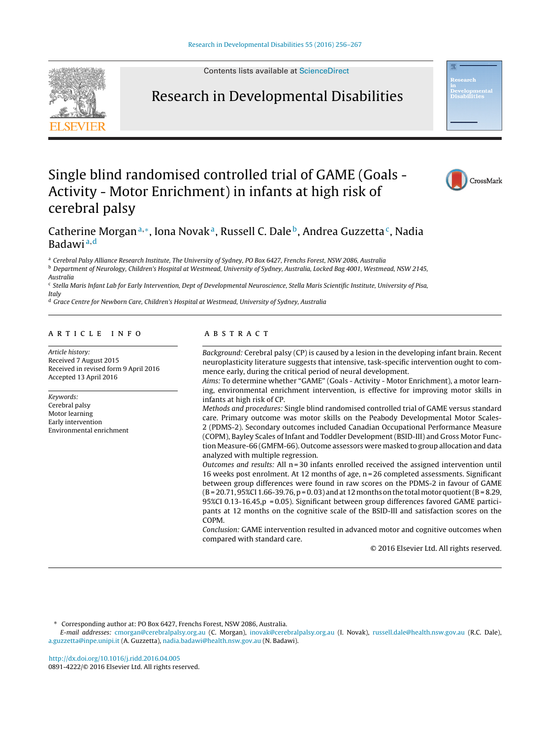Contents lists available at ScienceDirect

# Research in Developmental Disabilities

# Single blind randomised controlled trial of GAME (Goals - Activity - Motor Enrichment) in infants at high risk of cerebral palsy

Catherine Morgan[a,*], Iona Novak[a], Russell C. Dale[b], Andrea Guzzetta[c], Nadia Badawi[a,d]

[a] Cerebral Palsy Alliance Research Institute, The University of Sydney, PO Box 6427, Frenchs Forest, NSW 2086, Australia
[b] Department of Neurology, Children's Hospital at Westmead, University of Sydney, Australia, Locked Bag 4001, Westmead, NSW 2145, Australia
[c] Stella Maris Infant Lab for Early Intervention, Dept of Developmental Neuroscience, Stella Maris Scientific Institute, University of Pisa, Italy
[d] Grace Centre for Newborn Care, Children's Hospital at Westmead, University of Sydney, Australia

## ARTICLE INFO

*Article history:*
Received 7 August 2015
Received in revised form 9 April 2016
Accepted 13 April 2016

*Keywords:*
Cerebral palsy
Motor learning
Early intervention
Environmental enrichment

## ABSTRACT

*Background:* Cerebral palsy (CP) is caused by a lesion in the developing infant brain. Recent neuroplasticity literature suggests that intensive, task-specific intervention ought to commence early, during the critical period of neural development.

*Aims:* To determine whether "GAME" (Goals - Activity - Motor Enrichment), a motor learning, environmental enrichment intervention, is effective for improving motor skills in infants at high risk of CP.

*Methods and procedures:* Single blind randomised controlled trial of GAME versus standard care. Primary outcome was motor skills on the Peabody Developmental Motor Scales-2 (PDMS-2). Secondary outcomes included Canadian Occupational Performance Measure (COPM), Bayley Scales of Infant and Toddler Development (BSID-III) and Gross Motor Function Measure-66 (GMFM-66). Outcome assessors were masked to group allocation and data analyzed with multiple regression.

*Outcomes and results:* All n = 30 infants enrolled received the assigned intervention until 16 weeks post enrolment. At 12 months of age, n = 26 completed assessments. Significant between group differences were found in raw scores on the PDMS-2 in favour of GAME (B = 20.71, 95%CI 1.66-39.76, p = 0.03) and at 12 months on the total motor quotient (B = 8.29, 95%CI 0.13-16.45, p = 0.05). Significant between group differences favored GAME participants at 12 months on the cognitive scale of the BSID-III and satisfaction scores on the COPM.

*Conclusion:* GAME intervention resulted in advanced motor and cognitive outcomes when compared with standard care.

© 2016 Elsevier Ltd. All rights reserved.

---

\* Corresponding author at: PO Box 6427, Frenchs Forest, NSW 2086, Australia.
*E-mail addresses:* cmorgan@cerebralpalsy.org.au (C. Morgan), inovak@cerebralpalsy.org.au (I. Novak), russell.dale@health.nsw.gov.au (R.C. Dale), a.guzzetta@inpe.unipi.it (A. Guzzetta), nadia.badawi@health.nsw.gov.au (N. Badawi).

http://dx.doi.org/10.1016/j.ridd.2016.04.005
0891-4222/© 2016 Elsevier Ltd. All rights reserved.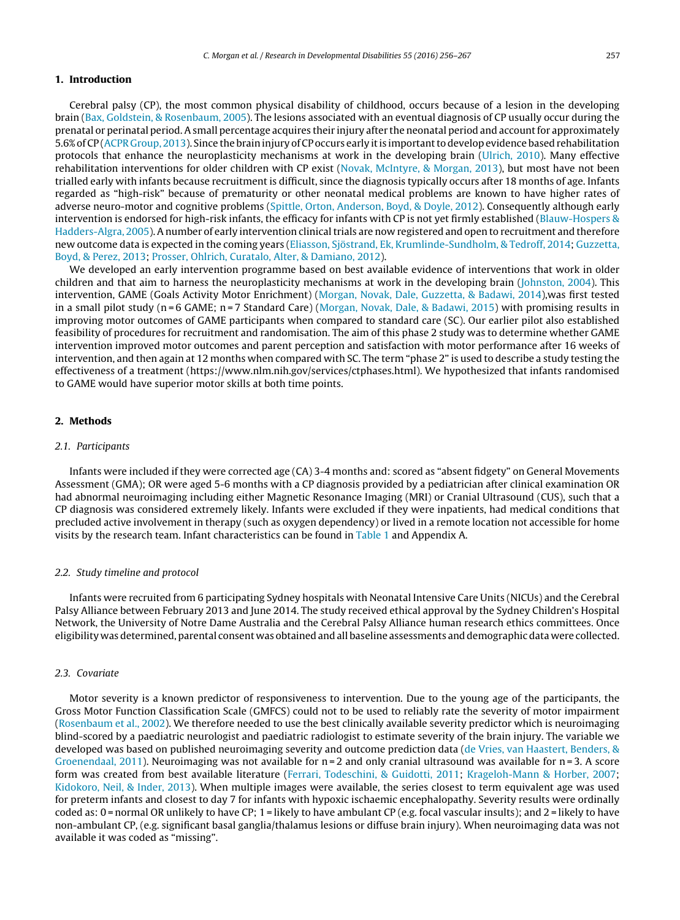## 1. Introduction

Cerebral palsy (CP), the most common physical disability of childhood, occurs because of a lesion in the developing brain (Bax, Goldstein, & Rosenbaum, 2005). The lesions associated with an eventual diagnosis of CP usually occur during the prenatal or perinatal period. A small percentage acquires their injury after the neonatal period and account for approximately 5.6% of CP (ACPR Group, 2013). Since the brain injury of CP occurs early it is important to develop evidence based rehabilitation protocols that enhance the neuroplasticity mechanisms at work in the developing brain (Ulrich, 2010). Many effective rehabilitation interventions for older children with CP exist (Novak, McIntyre, & Morgan, 2013), but most have not been trialled early with infants because recruitment is difficult, since the diagnosis typically occurs after 18 months of age. Infants regarded as "high-risk" because of prematurity or other neonatal medical problems are known to have higher rates of adverse neuro-motor and cognitive problems (Spittle, Orton, Anderson, Boyd, & Doyle, 2012). Consequently although early intervention is endorsed for high-risk infants, the efficacy for infants with CP is not yet firmly established (Blauw-Hospers & Hadders-Algra, 2005). A number of early intervention clinical trials are now registered and open to recruitment and therefore new outcome data is expected in the coming years (Eliasson, Sjöstrand, Ek, Krumlinde-Sundholm, & Tedroff, 2014; Guzzetta, Boyd, & Perez, 2013; Prosser, Ohlrich, Curatalo, Alter, & Damiano, 2012).

We developed an early intervention programme based on best available evidence of interventions that work in older children and that aim to harness the neuroplasticity mechanisms at work in the developing brain (Johnston, 2004). This intervention, GAME (Goals Activity Motor Enrichment) (Morgan, Novak, Dale, Guzzetta, & Badawi, 2014),was first tested in a small pilot study (n = 6 GAME; n = 7 Standard Care) (Morgan, Novak, Dale, & Badawi, 2015) with promising results in improving motor outcomes of GAME participants when compared to standard care (SC). Our earlier pilot also established feasibility of procedures for recruitment and randomisation. The aim of this phase 2 study was to determine whether GAME intervention improved motor outcomes and parent perception and satisfaction with motor performance after 16 weeks of intervention, and then again at 12 months when compared with SC. The term "phase 2" is used to describe a study testing the effectiveness of a treatment (https://www.nlm.nih.gov/services/ctphases.html). We hypothesized that infants randomised to GAME would have superior motor skills at both time points.

## 2. Methods

### 2.1. Participants

Infants were included if they were corrected age (CA) 3-4 months and: scored as "absent fidgety" on General Movements Assessment (GMA); OR were aged 5-6 months with a CP diagnosis provided by a pediatrician after clinical examination OR had abnormal neuroimaging including either Magnetic Resonance Imaging (MRI) or Cranial Ultrasound (CUS), such that a CP diagnosis was considered extremely likely. Infants were excluded if they were inpatients, had medical conditions that precluded active involvement in therapy (such as oxygen dependency) or lived in a remote location not accessible for home visits by the research team. Infant characteristics can be found in Table 1 and Appendix A.

### 2.2. Study timeline and protocol

Infants were recruited from 6 participating Sydney hospitals with Neonatal Intensive Care Units (NICUs) and the Cerebral Palsy Alliance between February 2013 and June 2014. The study received ethical approval by the Sydney Children's Hospital Network, the University of Notre Dame Australia and the Cerebral Palsy Alliance human research ethics committees. Once eligibility was determined, parental consent was obtained and all baseline assessments and demographic data were collected.

### 2.3. Covariate

Motor severity is a known predictor of responsiveness to intervention. Due to the young age of the participants, the Gross Motor Function Classification Scale (GMFCS) could not to be used to reliably rate the severity of motor impairment (Rosenbaum et al., 2002). We therefore needed to use the best clinically available severity predictor which is neuroimaging blind-scored by a paediatric neurologist and paediatric radiologist to estimate severity of the brain injury. The variable we developed was based on published neuroimaging severity and outcome prediction data (de Vries, van Haastert, Benders, & Groenendaal, 2011). Neuroimaging was not available for n = 2 and only cranial ultrasound was available for n = 3. A score form was created from best available literature (Ferrari, Todeschini, & Guidotti, 2011; Krageloh-Mann & Horber, 2007; Kidokoro, Neil, & Inder, 2013). When multiple images were available, the series closest to term equivalent age was used for preterm infants and closest to day 7 for infants with hypoxic ischaemic encephalopathy. Severity results were ordinally coded as: 0 = normal OR unlikely to have CP; 1 = likely to have ambulant CP (e.g. focal vascular insults); and 2 = likely to have non-ambulant CP, (e.g. significant basal ganglia/thalamus lesions or diffuse brain injury). When neuroimaging data was not available it was coded as "missing".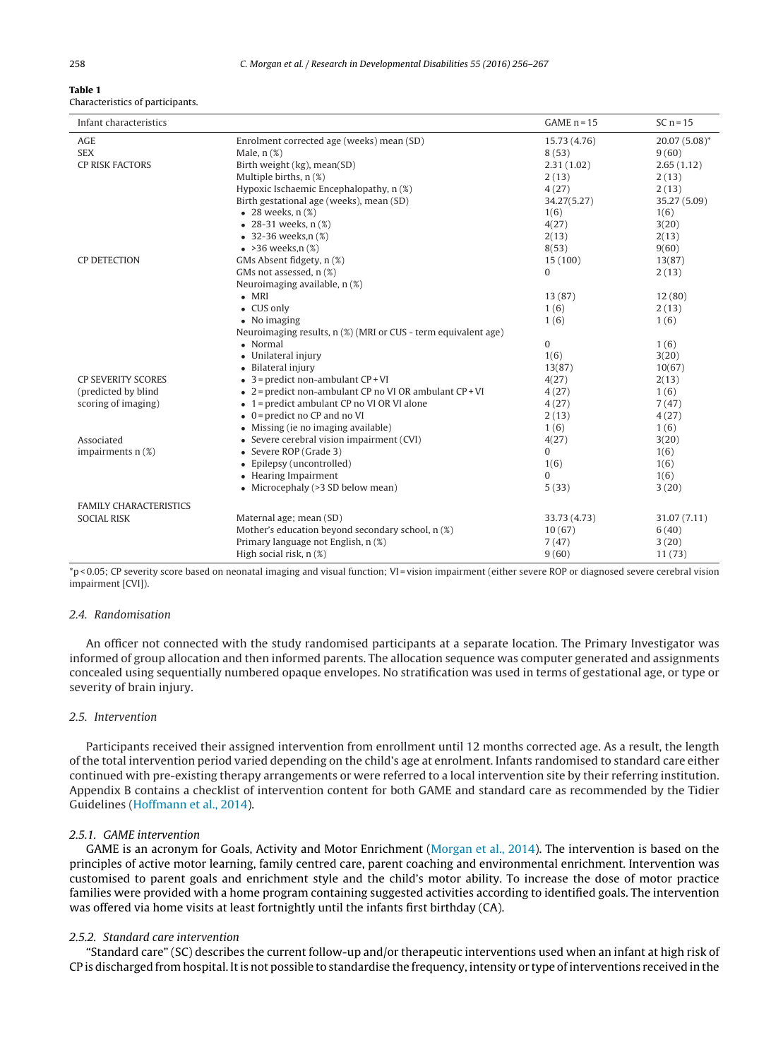**Table 1**
Characteristics of participants.

| Infant characteristics | | GAME n = 15 | SC n = 15 |
|---|---|---|---|
| AGE | Enrolment corrected age (weeks) mean (SD) | 15.73 (4.76) | 20.07 (5.08)* |
| SEX | Male, n (%) | 8 (53) | 9 (60) |
| CP RISK FACTORS | Birth weight (kg), mean(SD) | 2.31 (1.02) | 2.65 (1.12) |
| | Multiple births, n (%) | 2 (13) | 2 (13) |
| | Hypoxic Ischaemic Encephalopathy, n (%) | 4 (27) | 2 (13) |
| | Birth gestational age (weeks), mean (SD) | 34.27(5.27) | 35.27 (5.09) |
| | • 28 weeks, n (%) | 1(6) | 1(6) |
| | • 28-31 weeks, n (%) | 4(27) | 3(20) |
| | • 32-36 weeks,n (%) | 2(13) | 2(13) |
| | • >36 weeks,n (%) | 8(53) | 9(60) |
| CP DETECTION | GMs Absent fidgety, n (%) | 15 (100) | 13(87) |
| | GMs not assessed, n (%) | 0 | 2 (13) |
| | Neuroimaging available, n (%) | | |
| | • MRI | 13 (87) | 12 (80) |
| | • CUS only | 1 (6) | 2 (13) |
| | • No imaging | 1 (6) | 1 (6) |
| | Neuroimaging results, n (%) (MRI or CUS - term equivalent age) | | |
| | • Normal | 0 | 1 (6) |
| | • Unilateral injury | 1(6) | 3(20) |
| | • Bilateral injury | 13(87) | 10(67) |
| CP SEVERITY SCORES (predicted by blind scoring of imaging) | • 3 = predict non-ambulant CP + VI | 4(27) | 2(13) |
| | • 2 = predict non-ambulant CP no VI OR ambulant CP + VI | 4 (27) | 1 (6) |
| | • 1 = predict ambulant CP no VI OR VI alone | 4 (27) | 7 (47) |
| | • 0 = predict no CP and no VI | 2 (13) | 4 (27) |
| | • Missing (ie no imaging available) | 1 (6) | 1 (6) |
| Associated impairments n (%) | • Severe cerebral vision impairment (CVI) | 4(27) | 3(20) |
| | • Severe ROP (Grade 3) | 0 | 1(6) |
| | • Epilepsy (uncontrolled) | 1(6) | 1(6) |
| | • Hearing Impairment | 0 | 1(6) |
| | • Microcephaly (>3 SD below mean) | 5 (33) | 3 (20) |
| FAMILY CHARACTERISTICS | | | |
| SOCIAL RISK | Maternal age; mean (SD) | 33.73 (4.73) | 31.07 (7.11) |
| | Mother's education beyond secondary school, n (%) | 10 (67) | 6 (40) |
| | Primary language not English, n (%) | 7 (47) | 3 (20) |
| | High social risk, n (%) | 9 (60) | 11 (73) |

*$p < 0.05$; CP severity score based on neonatal imaging and visual function; VI = vision impairment (either severe ROP or diagnosed severe cerebral vision impairment [CVI]).

### 2.4. Randomisation

An officer not connected with the study randomised participants at a separate location. The Primary Investigator was informed of group allocation and then informed parents. The allocation sequence was computer generated and assignments concealed using sequentially numbered opaque envelopes. No stratification was used in terms of gestational age, or type or severity of brain injury.

### 2.5. Intervention

Participants received their assigned intervention from enrollment until 12 months corrected age. As a result, the length of the total intervention period varied depending on the child's age at enrolment. Infants randomised to standard care either continued with pre-existing therapy arrangements or were referred to a local intervention site by their referring institution. Appendix B contains a checklist of intervention content for both GAME and standard care as recommended by the Tidier Guidelines (Hoffmann et al., 2014).

#### 2.5.1. GAME intervention

GAME is an acronym for Goals, Activity and Motor Enrichment (Morgan et al., 2014). The intervention is based on the principles of active motor learning, family centred care, parent coaching and environmental enrichment. Intervention was customised to parent goals and enrichment style and the child's motor ability. To increase the dose of motor practice families were provided with a home program containing suggested activities according to identified goals. The intervention was offered via home visits at least fortnightly until the infants first birthday (CA).

#### 2.5.2. Standard care intervention

"Standard care" (SC) describes the current follow-up and/or therapeutic interventions used when an infant at high risk of CP is discharged from hospital. It is not possible to standardise the frequency, intensity or type of interventions received in the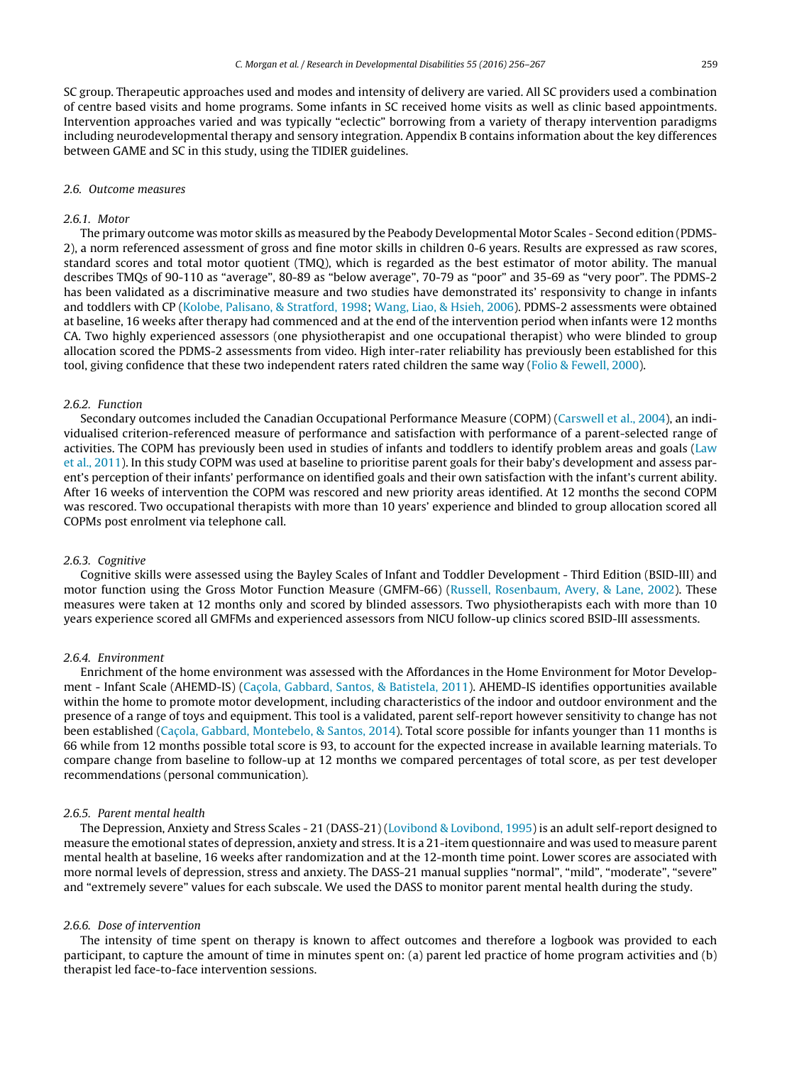SC group. Therapeutic approaches used and modes and intensity of delivery are varied. All SC providers used a combination of centre based visits and home programs. Some infants in SC received home visits as well as clinic based appointments. Intervention approaches varied and was typically "eclectic" borrowing from a variety of therapy intervention paradigms including neurodevelopmental therapy and sensory integration. Appendix B contains information about the key differences between GAME and SC in this study, using the TIDIER guidelines.

### 2.6. Outcome measures

#### 2.6.1. Motor

The primary outcome was motor skills as measured by the Peabody Developmental Motor Scales - Second edition (PDMS-2), a norm referenced assessment of gross and fine motor skills in children 0-6 years. Results are expressed as raw scores, standard scores and total motor quotient (TMQ), which is regarded as the best estimator of motor ability. The manual describes TMQs of 90-110 as "average", 80-89 as "below average", 70-79 as "poor" and 35-69 as "very poor". The PDMS-2 has been validated as a discriminative measure and two studies have demonstrated its' responsivity to change in infants and toddlers with CP (Kolobe, Palisano, & Stratford, 1998; Wang, Liao, & Hsieh, 2006). PDMS-2 assessments were obtained at baseline, 16 weeks after therapy had commenced and at the end of the intervention period when infants were 12 months CA. Two highly experienced assessors (one physiotherapist and one occupational therapist) who were blinded to group allocation scored the PDMS-2 assessments from video. High inter-rater reliability has previously been established for this tool, giving confidence that these two independent raters rated children the same way (Folio & Fewell, 2000).

#### 2.6.2. Function

Secondary outcomes included the Canadian Occupational Performance Measure (COPM) (Carswell et al., 2004), an individualised criterion-referenced measure of performance and satisfaction with performance of a parent-selected range of activities. The COPM has previously been used in studies of infants and toddlers to identify problem areas and goals (Law et al., 2011). In this study COPM was used at baseline to prioritise parent goals for their baby's development and assess parent's perception of their infants' performance on identified goals and their own satisfaction with the infant's current ability. After 16 weeks of intervention the COPM was rescored and new priority areas identified. At 12 months the second COPM was rescored. Two occupational therapists with more than 10 years' experience and blinded to group allocation scored all COPMs post enrolment via telephone call.

#### 2.6.3. Cognitive

Cognitive skills were assessed using the Bayley Scales of Infant and Toddler Development - Third Edition (BSID-III) and motor function using the Gross Motor Function Measure (GMFM-66) (Russell, Rosenbaum, Avery, & Lane, 2002). These measures were taken at 12 months only and scored by blinded assessors. Two physiotherapists each with more than 10 years experience scored all GMFMs and experienced assessors from NICU follow-up clinics scored BSID-III assessments.

#### 2.6.4. Environment

Enrichment of the home environment was assessed with the Affordances in the Home Environment for Motor Development - Infant Scale (AHEMD-IS) (Caçola, Gabbard, Santos, & Batistela, 2011). AHEMD-IS identifies opportunities available within the home to promote motor development, including characteristics of the indoor and outdoor environment and the presence of a range of toys and equipment. This tool is a validated, parent self-report however sensitivity to change has not been established (Caçola, Gabbard, Montebelo, & Santos, 2014). Total score possible for infants younger than 11 months is 66 while from 12 months possible total score is 93, to account for the expected increase in available learning materials. To compare change from baseline to follow-up at 12 months we compared percentages of total score, as per test developer recommendations (personal communication).

#### 2.6.5. Parent mental health

The Depression, Anxiety and Stress Scales - 21 (DASS-21) (Lovibond & Lovibond, 1995) is an adult self-report designed to measure the emotional states of depression, anxiety and stress. It is a 21-item questionnaire and was used to measure parent mental health at baseline, 16 weeks after randomization and at the 12-month time point. Lower scores are associated with more normal levels of depression, stress and anxiety. The DASS-21 manual supplies "normal", "mild", "moderate", "severe" and "extremely severe" values for each subscale. We used the DASS to monitor parent mental health during the study.

#### 2.6.6. Dose of intervention

The intensity of time spent on therapy is known to affect outcomes and therefore a logbook was provided to each participant, to capture the amount of time in minutes spent on: (a) parent led practice of home program activities and (b) therapist led face-to-face intervention sessions.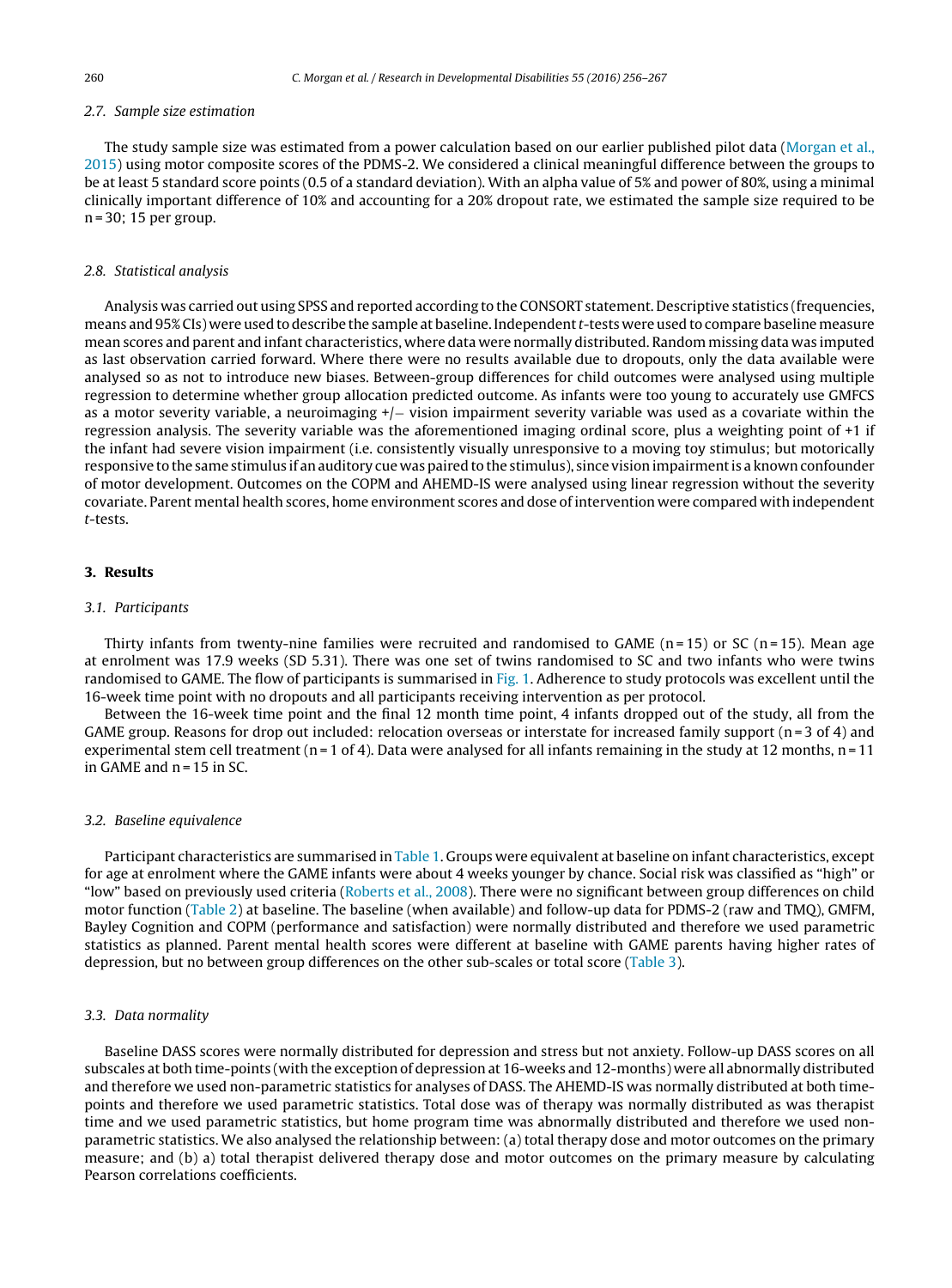### 2.7. Sample size estimation

The study sample size was estimated from a power calculation based on our earlier published pilot data (Morgan et al., 2015) using motor composite scores of the PDMS-2. We considered a clinical meaningful difference between the groups to be at least 5 standard score points (0.5 of a standard deviation). With an alpha value of 5% and power of 80%, using a minimal clinically important difference of 10% and accounting for a 20% dropout rate, we estimated the sample size required to be n = 30; 15 per group.

### 2.8. Statistical analysis

Analysis was carried out using SPSS and reported according to the CONSORT statement. Descriptive statistics (frequencies, means and 95% CIs) were used to describe the sample at baseline. Independent *t*-tests were used to compare baseline measure mean scores and parent and infant characteristics, where data were normally distributed. Random missing data was imputed as last observation carried forward. Where there were no results available due to dropouts, only the data available were analysed so as not to introduce new biases. Between-group differences for child outcomes were analysed using multiple regression to determine whether group allocation predicted outcome. As infants were too young to accurately use GMFCS as a motor severity variable, a neuroimaging +/− vision impairment severity variable was used as a covariate within the regression analysis. The severity variable was the aforementioned imaging ordinal score, plus a weighting point of +1 if the infant had severe vision impairment (i.e. consistently visually unresponsive to a moving toy stimulus; but motorically responsive to the same stimulus if an auditory cue was paired to the stimulus), since vision impairment is a known confounder of motor development. Outcomes on the COPM and AHEMD-IS were analysed using linear regression without the severity covariate. Parent mental health scores, home environment scores and dose of intervention were compared with independent *t*-tests.

## 3. Results

### 3.1. Participants

Thirty infants from twenty-nine families were recruited and randomised to GAME (n = 15) or SC (n = 15). Mean age at enrolment was 17.9 weeks (SD 5.31). There was one set of twins randomised to SC and two infants who were twins randomised to GAME. The flow of participants is summarised in Fig. 1. Adherence to study protocols was excellent until the 16-week time point with no dropouts and all participants receiving intervention as per protocol.

Between the 16-week time point and the final 12 month time point, 4 infants dropped out of the study, all from the GAME group. Reasons for drop out included: relocation overseas or interstate for increased family support (n = 3 of 4) and experimental stem cell treatment (n = 1 of 4). Data were analysed for all infants remaining in the study at 12 months, n = 11 in GAME and n = 15 in SC.

### 3.2. Baseline equivalence

Participant characteristics are summarised in Table 1. Groups were equivalent at baseline on infant characteristics, except for age at enrolment where the GAME infants were about 4 weeks younger by chance. Social risk was classified as "high" or "low" based on previously used criteria (Roberts et al., 2008). There were no significant between group differences on child motor function (Table 2) at baseline. The baseline (when available) and follow-up data for PDMS-2 (raw and TMQ), GMFM, Bayley Cognition and COPM (performance and satisfaction) were normally distributed and therefore we used parametric statistics as planned. Parent mental health scores were different at baseline with GAME parents having higher rates of depression, but no between group differences on the other sub-scales or total score (Table 3).

### 3.3. Data normality

Baseline DASS scores were normally distributed for depression and stress but not anxiety. Follow-up DASS scores on all subscales at both time-points (with the exception of depression at 16-weeks and 12-months) were all abnormally distributed and therefore we used non-parametric statistics for analyses of DASS. The AHEMD-IS was normally distributed at both time-points and therefore we used parametric statistics. Total dose was of therapy was normally distributed as was therapist time and we used parametric statistics, but home program time was abnormally distributed and therefore we used non-parametric statistics. We also analysed the relationship between: (a) total therapy dose and motor outcomes on the primary measure; and (b) a) total therapist delivered therapy dose and motor outcomes on the primary measure by calculating Pearson correlations coefficients.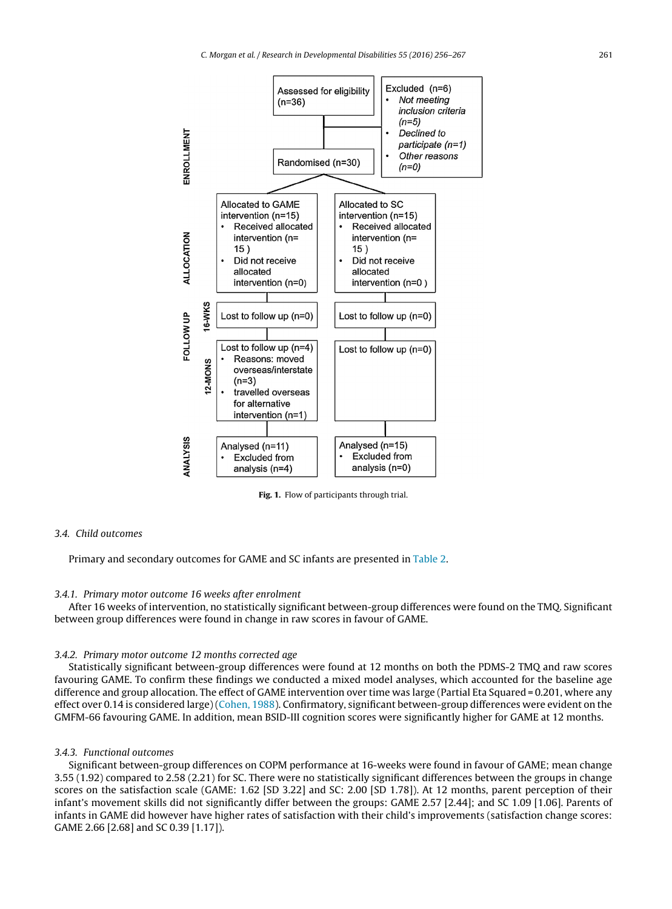**ENROLLMENT**

Assessed for eligibility (n=36)

Excluded (n=6)
- *Not meeting inclusion criteria (n=5)*
- *Declined to participate (n=1)*
- *Other reasons (n=0)*

Randomised (n=30)

**ALLOCATION**

| Allocated to GAME intervention (n=15) | Allocated to SC intervention (n=15) |
|---|---|
| • Received allocated intervention (n= 15 ) | • Received allocated intervention (n= 15 ) |
| • Did not receive allocated intervention (n=0) | • Did not receive allocated intervention (n=0 ) |

**FOLLOW UP**

| | GAME | SC |
|---|---|---|
| 16-WKS | Lost to follow up (n=0) | Lost to follow up (n=0) |
| 12-MONS | Lost to follow up (n=4) • Reasons: moved overseas/interstate (n=3) • travelled overseas for alternative intervention (n=1) | Lost to follow up (n=0) |

**ANALYSIS**

| GAME | SC |
|---|---|
| Analysed (n=11) • Excluded from analysis (n=4) | Analysed (n=15) • Excluded from analysis (n=0) |

**Fig. 1.** Flow of participants through trial.

### 3.4. Child outcomes

Primary and secondary outcomes for GAME and SC infants are presented in Table 2.

#### 3.4.1. Primary motor outcome 16 weeks after enrolment

After 16 weeks of intervention, no statistically significant between-group differences were found on the TMQ. Significant between group differences were found in change in raw scores in favour of GAME.

#### 3.4.2. Primary motor outcome 12 months corrected age

Statistically significant between-group differences were found at 12 months on both the PDMS-2 TMQ and raw scores favouring GAME. To confirm these findings we conducted a mixed model analyses, which accounted for the baseline age difference and group allocation. The effect of GAME intervention over time was large (Partial Eta Squared = 0.201, where any effect over 0.14 is considered large) (Cohen, 1988). Confirmatory, significant between-group differences were evident on the GMFM-66 favouring GAME. In addition, mean BSID-III cognition scores were significantly higher for GAME at 12 months.

#### 3.4.3. Functional outcomes

Significant between-group differences on COPM performance at 16-weeks were found in favour of GAME; mean change 3.55 (1.92) compared to 2.58 (2.21) for SC. There were no statistically significant differences between the groups in change scores on the satisfaction scale (GAME: 1.62 [SD 3.22] and SC: 2.00 [SD 1.78]). At 12 months, parent perception of their infant's movement skills did not significantly differ between the groups: GAME 2.57 [2.44]; and SC 1.09 [1.06]. Parents of infants in GAME did however have higher rates of satisfaction with their child's improvements (satisfaction change scores: GAME 2.66 [2.68] and SC 0.39 [1.17]).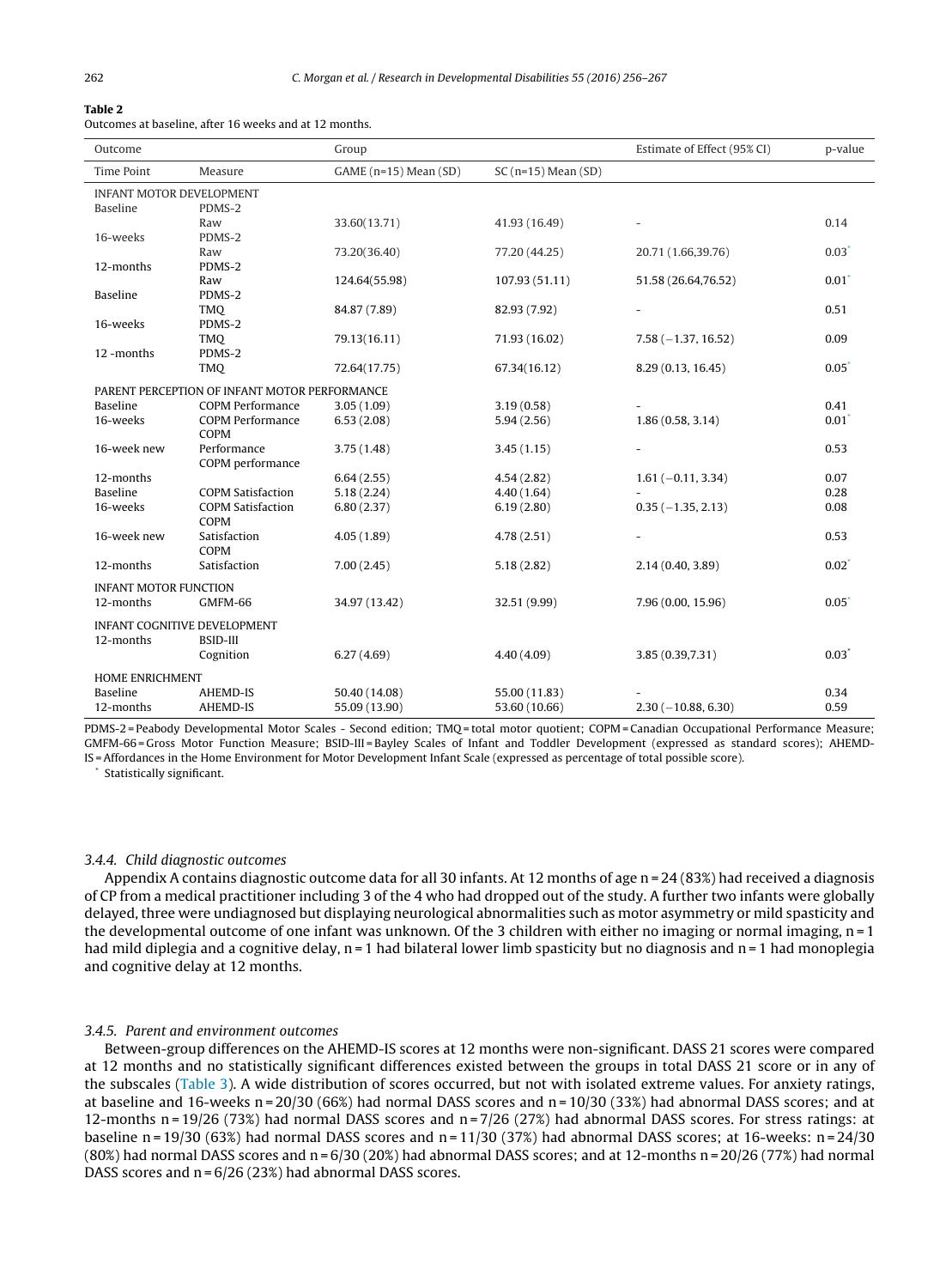**Table 2**

Outcomes at baseline, after 16 weeks and at 12 months.

| Outcome | | Group | | Estimate of Effect (95% CI) | p-value |
|---|---|---|---|---|---|
| Time Point | Measure | GAME (n=15) Mean (SD) | SC (n=15) Mean (SD) | | |
| INFANT MOTOR DEVELOPMENT | | | | | |
| Baseline | PDMS-2 | | | | |
| | Raw | 33.60(13.71) | 41.93 (16.49) | - | 0.14 |
| 16-weeks | PDMS-2 | | | | |
| | Raw | 73.20(36.40) | 77.20 (44.25) | 20.71 (1.66,39.76) | 0.03* |
| 12-months | PDMS-2 | | | | |
| | Raw | 124.64(55.98) | 107.93 (51.11) | 51.58 (26.64,76.52) | 0.01* |
| Baseline | PDMS-2 | | | | |
| | TMQ | 84.87 (7.89) | 82.93 (7.92) | - | 0.51 |
| 16-weeks | PDMS-2 | | | | |
| | TMQ | 79.13(16.11) | 71.93 (16.02) | 7.58 (−1.37, 16.52) | 0.09 |
| 12 -months | PDMS-2 | | | | |
| | TMQ | 72.64(17.75) | 67.34(16.12) | 8.29 (0.13, 16.45) | 0.05* |
| PARENT PERCEPTION OF INFANT MOTOR PERFORMANCE | | | | | |
| Baseline | COPM Performance | 3.05 (1.09) | 3.19 (0.58) | - | 0.41 |
| 16-weeks | COPM Performance | 6.53 (2.08) | 5.94 (2.56) | 1.86 (0.58, 3.14) | 0.01* |
| 16-week new | COPM Performance | 3.75 (1.48) | 3.45 (1.15) | - | 0.53 |
| 12-months | COPM performance | 6.64 (2.55) | 4.54 (2.82) | 1.61 (−0.11, 3.34) | 0.07 |
| Baseline | COPM Satisfaction | 5.18 (2.24) | 4.40 (1.64) | - | 0.28 |
| 16-weeks | COPM Satisfaction | 6.80 (2.37) | 6.19 (2.80) | 0.35 (−1.35, 2.13) | 0.08 |
| 16-week new | COPM Satisfaction | 4.05 (1.89) | 4.78 (2.51) | - | 0.53 |
| 12-months | COPM Satisfaction | 7.00 (2.45) | 5.18 (2.82) | 2.14 (0.40, 3.89) | 0.02* |
| INFANT MOTOR FUNCTION | | | | | |
| 12-months | GMFM-66 | 34.97 (13.42) | 32.51 (9.99) | 7.96 (0.00, 15.96) | 0.05* |
| INFANT COGNITIVE DEVELOPMENT | | | | | |
| 12-months | BSID-III | | | | |
| | Cognition | 6.27 (4.69) | 4.40 (4.09) | 3.85 (0.39,7.31) | 0.03* |
| HOME ENRICHMENT | | | | | |
| Baseline | AHEMD-IS | 50.40 (14.08) | 55.00 (11.83) | - | 0.34 |
| 12-months | AHEMD-IS | 55.09 (13.90) | 53.60 (10.66) | 2.30 (−10.88, 6.30) | 0.59 |

PDMS-2 = Peabody Developmental Motor Scales - Second edition; TMQ = total motor quotient; COPM = Canadian Occupational Performance Measure; GMFM-66 = Gross Motor Function Measure; BSID-III = Bayley Scales of Infant and Toddler Development (expressed as standard scores); AHEMD-IS = Affordances in the Home Environment for Motor Development Infant Scale (expressed as percentage of total possible score).

\* Statistically significant.

#### *3.4.4. Child diagnostic outcomes*

Appendix A contains diagnostic outcome data for all 30 infants. At 12 months of age n = 24 (83%) had received a diagnosis of CP from a medical practitioner including 3 of the 4 who had dropped out of the study. A further two infants were globally delayed, three were undiagnosed but displaying neurological abnormalities such as motor asymmetry or mild spasticity and the developmental outcome of one infant was unknown. Of the 3 children with either no imaging or normal imaging, n = 1 had mild diplegia and a cognitive delay, n = 1 had bilateral lower limb spasticity but no diagnosis and n = 1 had monoplegia and cognitive delay at 12 months.

#### *3.4.5. Parent and environment outcomes*

Between-group differences on the AHEMD-IS scores at 12 months were non-significant. DASS 21 scores were compared at 12 months and no statistically significant differences existed between the groups in total DASS 21 score or in any of the subscales (Table 3). A wide distribution of scores occurred, but not with isolated extreme values. For anxiety ratings, at baseline and 16-weeks n = 20/30 (66%) had normal DASS scores and n = 10/30 (33%) had abnormal DASS scores; and at 12-months n = 19/26 (73%) had normal DASS scores and n = 7/26 (27%) had abnormal DASS scores. For stress ratings: at baseline n = 19/30 (63%) had normal DASS scores and n = 11/30 (37%) had abnormal DASS scores; at 16-weeks: n = 24/30 (80%) had normal DASS scores and n = 6/30 (20%) had abnormal DASS scores; and at 12-months n = 20/26 (77%) had normal DASS scores and n = 6/26 (23%) had abnormal DASS scores.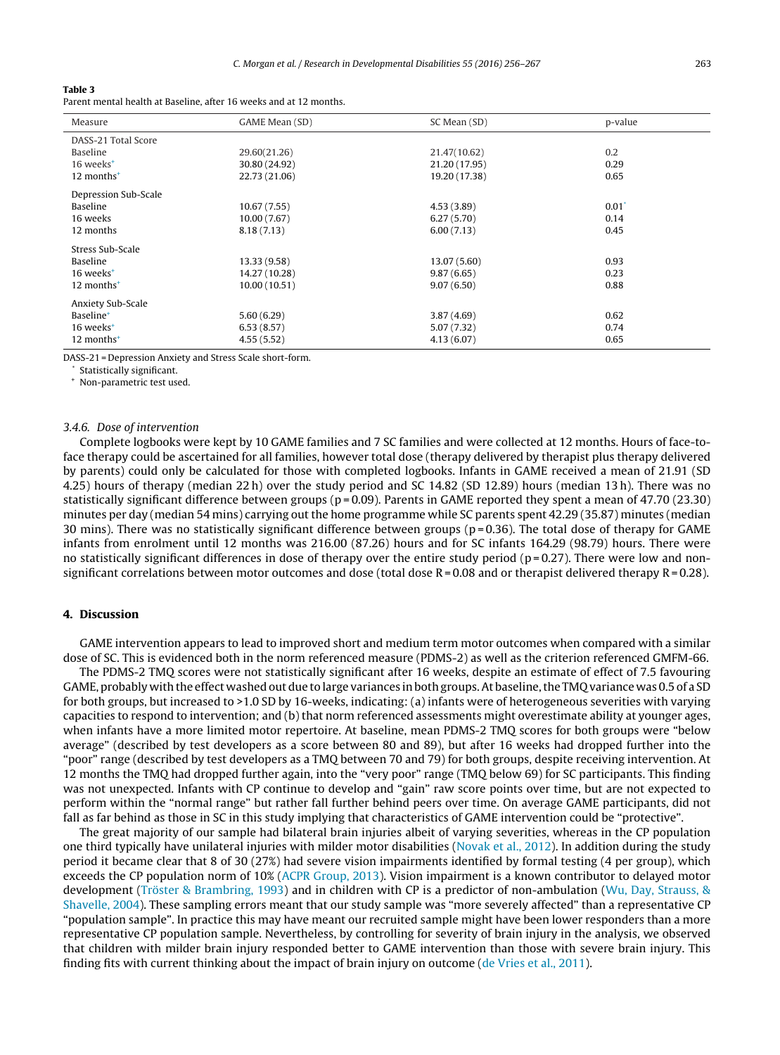**Table 3**
Parent mental health at Baseline, after 16 weeks and at 12 months.

| Measure | GAME Mean (SD) | SC Mean (SD) | p-value |
|---|---|---|---|
| DASS-21 Total Score | | | |
| Baseline | 29.60(21.26) | 21.47(10.62) | 0.2 |
| 16 weeks[+] | 30.80 (24.92) | 21.20 (17.95) | 0.29 |
| 12 months[+] | 22.73 (21.06) | 19.20 (17.38) | 0.65 |
| Depression Sub-Scale | | | |
| Baseline | 10.67 (7.55) | 4.53 (3.89) | 0.01[*] |
| 16 weeks | 10.00 (7.67) | 6.27 (5.70) | 0.14 |
| 12 months | 8.18 (7.13) | 6.00 (7.13) | 0.45 |
| Stress Sub-Scale | | | |
| Baseline | 13.33 (9.58) | 13.07 (5.60) | 0.93 |
| 16 weeks[+] | 14.27 (10.28) | 9.87 (6.65) | 0.23 |
| 12 months[+] | 10.00 (10.51) | 9.07 (6.50) | 0.88 |
| Anxiety Sub-Scale | | | |
| Baseline[+] | 5.60 (6.29) | 3.87 (4.69) | 0.62 |
| 16 weeks[+] | 6.53 (8.57) | 5.07 (7.32) | 0.74 |
| 12 months[+] | 4.55 (5.52) | 4.13 (6.07) | 0.65 |

DASS-21 = Depression Anxiety and Stress Scale short-form.
[*] Statistically significant.
[+] Non-parametric test used.

### 3.4.6. *Dose of intervention*

Complete logbooks were kept by 10 GAME families and 7 SC families and were collected at 12 months. Hours of face-to-face therapy could be ascertained for all families, however total dose (therapy delivered by therapist plus therapy delivered by parents) could only be calculated for those with completed logbooks. Infants in GAME received a mean of 21.91 (SD 4.25) hours of therapy (median 22 h) over the study period and SC 14.82 (SD 12.89) hours (median 13 h). There was no statistically significant difference between groups ($p = 0.09$). Parents in GAME reported they spent a mean of 47.70 (23.30) minutes per day (median 54 mins) carrying out the home programme while SC parents spent 42.29 (35.87) minutes (median 30 mins). There was no statistically significant difference between groups ($p = 0.36$). The total dose of therapy for GAME infants from enrolment until 12 months was 216.00 (87.26) hours and for SC infants 164.29 (98.79) hours. There were no statistically significant differences in dose of therapy over the entire study period ($p = 0.27$). There were low and non-significant correlations between motor outcomes and dose (total dose $R = 0.08$ and or therapist delivered therapy $R = 0.28$).

## 4. Discussion

GAME intervention appears to lead to improved short and medium term motor outcomes when compared with a similar dose of SC. This is evidenced both in the norm referenced measure (PDMS-2) as well as the criterion referenced GMFM-66.

The PDMS-2 TMQ scores were not statistically significant after 16 weeks, despite an estimate of effect of 7.5 favouring GAME, probably with the effect washed out due to large variances in both groups. At baseline, the TMQ variance was 0.5 of a SD for both groups, but increased to >1.0 SD by 16-weeks, indicating: (a) infants were of heterogeneous severities with varying capacities to respond to intervention; and (b) that norm referenced assessments might overestimate ability at younger ages, when infants have a more limited motor repertoire. At baseline, mean PDMS-2 TMQ scores for both groups were "below average" (described by test developers as a score between 80 and 89), but after 16 weeks had dropped further into the "poor" range (described by test developers as a TMQ between 70 and 79) for both groups, despite receiving intervention. At 12 months the TMQ had dropped further again, into the "very poor" range (TMQ below 69) for SC participants. This finding was not unexpected. Infants with CP continue to develop and "gain" raw score points over time, but are not expected to perform within the "normal range" but rather fall further behind peers over time. On average GAME participants, did not fall as far behind as those in SC in this study implying that characteristics of GAME intervention could be "protective".

The great majority of our sample had bilateral brain injuries albeit of varying severities, whereas in the CP population one third typically have unilateral injuries with milder motor disabilities (Novak et al., 2012). In addition during the study period it became clear that 8 of 30 (27%) had severe vision impairments identified by formal testing (4 per group), which exceeds the CP population norm of 10% (ACPR Group, 2013). Vision impairment is a known contributor to delayed motor development (Tröster & Brambring, 1993) and in children with CP is a predictor of non-ambulation (Wu, Day, Strauss, & Shavelle, 2004). These sampling errors meant that our study sample was "more severely affected" than a representative CP "population sample". In practice this may have meant our recruited sample might have been lower responders than a more representative CP population sample. Nevertheless, by controlling for severity of brain injury in the analysis, we observed that children with milder brain injury responded better to GAME intervention than those with severe brain injury. This finding fits with current thinking about the impact of brain injury on outcome (de Vries et al., 2011).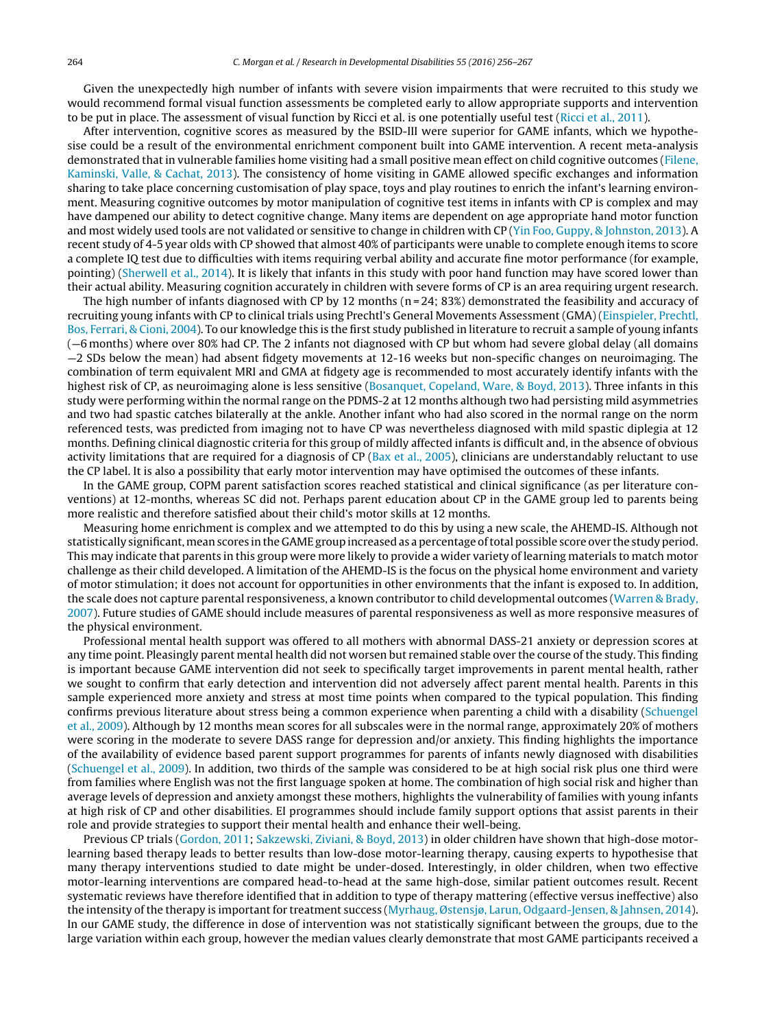Given the unexpectedly high number of infants with severe vision impairments that were recruited to this study we would recommend formal visual function assessments be completed early to allow appropriate supports and intervention to be put in place. The assessment of visual function by Ricci et al. is one potentially useful test (Ricci et al., 2011).

After intervention, cognitive scores as measured by the BSID-III were superior for GAME infants, which we hypothesise could be a result of the environmental enrichment component built into GAME intervention. A recent meta-analysis demonstrated that in vulnerable families home visiting had a small positive mean effect on child cognitive outcomes (Filene, Kaminski, Valle, & Cachat, 2013). The consistency of home visiting in GAME allowed specific exchanges and information sharing to take place concerning customisation of play space, toys and play routines to enrich the infant's learning environment. Measuring cognitive outcomes by motor manipulation of cognitive test items in infants with CP is complex and may have dampened our ability to detect cognitive change. Many items are dependent on age appropriate hand motor function and most widely used tools are not validated or sensitive to change in children with CP (Yin Foo, Guppy, & Johnston, 2013). A recent study of 4-5 year olds with CP showed that almost 40% of participants were unable to complete enough items to score a complete IQ test due to difficulties with items requiring verbal ability and accurate fine motor performance (for example, pointing) (Sherwell et al., 2014). It is likely that infants in this study with poor hand function may have scored lower than their actual ability. Measuring cognition accurately in children with severe forms of CP is an area requiring urgent research.

The high number of infants diagnosed with CP by 12 months (n = 24; 83%) demonstrated the feasibility and accuracy of recruiting young infants with CP to clinical trials using Prechtl's General Movements Assessment (GMA) (Einspieler, Prechtl, Bos, Ferrari, & Cioni, 2004). To our knowledge this is the first study published in literature to recruit a sample of young infants (−6 months) where over 80% had CP. The 2 infants not diagnosed with CP but whom had severe global delay (all domains −2 SDs below the mean) had absent fidgety movements at 12-16 weeks but non-specific changes on neuroimaging. The combination of term equivalent MRI and GMA at fidgety age is recommended to most accurately identify infants with the highest risk of CP, as neuroimaging alone is less sensitive (Bosanquet, Copeland, Ware, & Boyd, 2013). Three infants in this study were performing within the normal range on the PDMS-2 at 12 months although two had persisting mild asymmetries and two had spastic catches bilaterally at the ankle. Another infant who had also scored in the normal range on the norm referenced tests, was predicted from imaging not to have CP was nevertheless diagnosed with mild spastic diplegia at 12 months. Defining clinical diagnostic criteria for this group of mildly affected infants is difficult and, in the absence of obvious activity limitations that are required for a diagnosis of CP (Bax et al., 2005), clinicians are understandably reluctant to use the CP label. It is also a possibility that early motor intervention may have optimised the outcomes of these infants.

In the GAME group, COPM parent satisfaction scores reached statistical and clinical significance (as per literature conventions) at 12-months, whereas SC did not. Perhaps parent education about CP in the GAME group led to parents being more realistic and therefore satisfied about their child's motor skills at 12 months.

Measuring home enrichment is complex and we attempted to do this by using a new scale, the AHEMD-IS. Although not statistically significant, mean scores in the GAME group increased as a percentage of total possible score over the study period. This may indicate that parents in this group were more likely to provide a wider variety of learning materials to match motor challenge as their child developed. A limitation of the AHEMD-IS is the focus on the physical home environment and variety of motor stimulation; it does not account for opportunities in other environments that the infant is exposed to. In addition, the scale does not capture parental responsiveness, a known contributor to child developmental outcomes (Warren & Brady, 2007). Future studies of GAME should include measures of parental responsiveness as well as more responsive measures of the physical environment.

Professional mental health support was offered to all mothers with abnormal DASS-21 anxiety or depression scores at any time point. Pleasingly parent mental health did not worsen but remained stable over the course of the study. This finding is important because GAME intervention did not seek to specifically target improvements in parent mental health, rather we sought to confirm that early detection and intervention did not adversely affect parent mental health. Parents in this sample experienced more anxiety and stress at most time points when compared to the typical population. This finding confirms previous literature about stress being a common experience when parenting a child with a disability (Schuengel et al., 2009). Although by 12 months mean scores for all subscales were in the normal range, approximately 20% of mothers were scoring in the moderate to severe DASS range for depression and/or anxiety. This finding highlights the importance of the availability of evidence based parent support programmes for parents of infants newly diagnosed with disabilities (Schuengel et al., 2009). In addition, two thirds of the sample was considered to be at high social risk plus one third were from families where English was not the first language spoken at home. The combination of high social risk and higher than average levels of depression and anxiety amongst these mothers, highlights the vulnerability of families with young infants at high risk of CP and other disabilities. EI programmes should include family support options that assist parents in their role and provide strategies to support their mental health and enhance their well-being.

Previous CP trials (Gordon, 2011; Sakzewski, Ziviani, & Boyd, 2013) in older children have shown that high-dose motor-learning based therapy leads to better results than low-dose motor-learning therapy, causing experts to hypothesise that many therapy interventions studied to date might be under-dosed. Interestingly, in older children, when two effective motor-learning interventions are compared head-to-head at the same high-dose, similar patient outcomes result. Recent systematic reviews have therefore identified that in addition to type of therapy mattering (effective versus ineffective) also the intensity of the therapy is important for treatment success (Myrhaug, Østensjø, Larun, Odgaard-Jensen, & Jahnsen, 2014). In our GAME study, the difference in dose of intervention was not statistically significant between the groups, due to the large variation within each group, however the median values clearly demonstrate that most GAME participants received a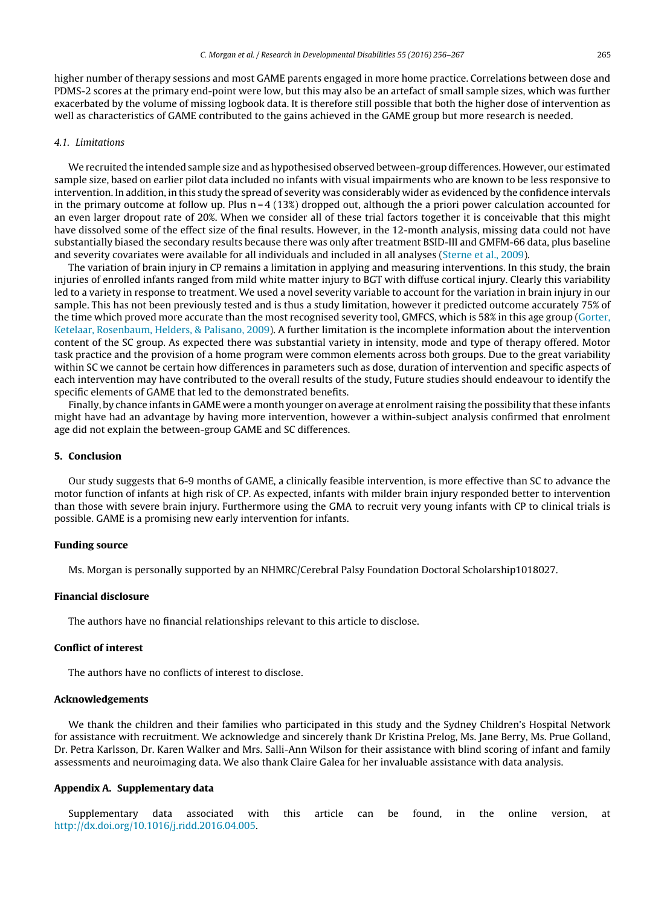higher number of therapy sessions and most GAME parents engaged in more home practice. Correlations between dose and PDMS-2 scores at the primary end-point were low, but this may also be an artefact of small sample sizes, which was further exacerbated by the volume of missing logbook data. It is therefore still possible that both the higher dose of intervention as well as characteristics of GAME contributed to the gains achieved in the GAME group but more research is needed.

### *4.1. Limitations*

We recruited the intended sample size and as hypothesised observed between-group differences. However, our estimated sample size, based on earlier pilot data included no infants with visual impairments who are known to be less responsive to intervention. In addition, in this study the spread of severity was considerably wider as evidenced by the confidence intervals in the primary outcome at follow up. Plus n = 4 (13%) dropped out, although the a priori power calculation accounted for an even larger dropout rate of 20%. When we consider all of these trial factors together it is conceivable that this might have dissolved some of the effect size of the final results. However, in the 12-month analysis, missing data could not have substantially biased the secondary results because there was only after treatment BSID-III and GMFM-66 data, plus baseline and severity covariates were available for all individuals and included in all analyses (Sterne et al., 2009).

The variation of brain injury in CP remains a limitation in applying and measuring interventions. In this study, the brain injuries of enrolled infants ranged from mild white matter injury to BGT with diffuse cortical injury. Clearly this variability led to a variety in response to treatment. We used a novel severity variable to account for the variation in brain injury in our sample. This has not been previously tested and is thus a study limitation, however it predicted outcome accurately 75% of the time which proved more accurate than the most recognised severity tool, GMFCS, which is 58% in this age group (Gorter, Ketelaar, Rosenbaum, Helders, & Palisano, 2009). A further limitation is the incomplete information about the intervention content of the SC group. As expected there was substantial variety in intensity, mode and type of therapy offered. Motor task practice and the provision of a home program were common elements across both groups. Due to the great variability within SC we cannot be certain how differences in parameters such as dose, duration of intervention and specific aspects of each intervention may have contributed to the overall results of the study, Future studies should endeavour to identify the specific elements of GAME that led to the demonstrated benefits.

Finally, by chance infants in GAME were a month younger on average at enrolment raising the possibility that these infants might have had an advantage by having more intervention, however a within-subject analysis confirmed that enrolment age did not explain the between-group GAME and SC differences.

## 5. Conclusion

Our study suggests that 6-9 months of GAME, a clinically feasible intervention, is more effective than SC to advance the motor function of infants at high risk of CP. As expected, infants with milder brain injury responded better to intervention than those with severe brain injury. Furthermore using the GMA to recruit very young infants with CP to clinical trials is possible. GAME is a promising new early intervention for infants.

## Funding source

Ms. Morgan is personally supported by an NHMRC/Cerebral Palsy Foundation Doctoral Scholarship1018027.

## Financial disclosure

The authors have no financial relationships relevant to this article to disclose.

## Conflict of interest

The authors have no conflicts of interest to disclose.

## Acknowledgements

We thank the children and their families who participated in this study and the Sydney Children's Hospital Network for assistance with recruitment. We acknowledge and sincerely thank Dr Kristina Prelog, Ms. Jane Berry, Ms. Prue Golland, Dr. Petra Karlsson, Dr. Karen Walker and Mrs. Salli-Ann Wilson for their assistance with blind scoring of infant and family assessments and neuroimaging data. We also thank Claire Galea for her invaluable assistance with data analysis.

## Appendix A. Supplementary data

Supplementary data associated with this article can be found, in the online version, at http://dx.doi.org/10.1016/j.ridd.2016.04.005.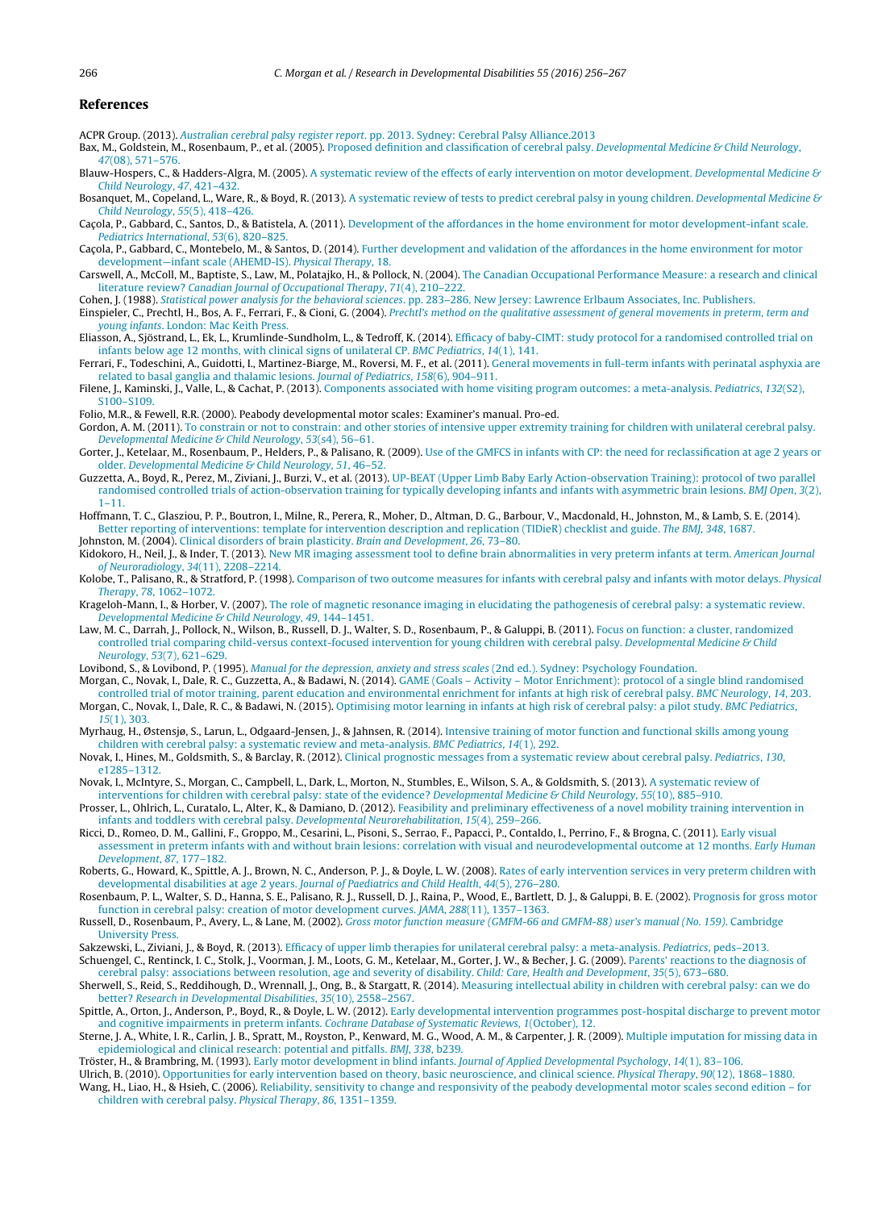## References

ACPR Group. (2013). *Australian cerebral palsy register report*. pp. 2013. Sydney: Cerebral Palsy Alliance.2013

Bax, M., Goldstein, M., Rosenbaum, P., et al. (2005). Proposed definition and classification of cerebral palsy. *Developmental Medicine & Child Neurology*, *47*(08), 571–576.

Blauw-Hospers, C., & Hadders-Algra, M. (2005). A systematic review of the effects of early intervention on motor development. *Developmental Medicine & Child Neurology*, *47*, 421–432.

Bosanquet, M., Copeland, L., Ware, R., & Boyd, R. (2013). A systematic review of tests to predict cerebral palsy in young children. *Developmental Medicine & Child Neurology*, *55*(5), 418–426.

Caçola, P., Gabbard, C., Santos, D., & Batistela, A. (2011). Development of the affordances in the home environment for motor development-infant scale. *Pediatrics International*, *53*(6), 820–825.

Caçola, P., Gabbard, C., Montebelo, M., & Santos, D. (2014). Further development and validation of the affordances in the home environment for motor development—infant scale (AHEMD-IS). *Physical Therapy*, 18.

Carswell, A., McColl, M., Baptiste, S., Law, M., Polatajko, H., & Pollock, N. (2004). The Canadian Occupational Performance Measure: a research and clinical literature review? *Canadian Journal of Occupational Therapy*, *71*(4), 210–222.

Cohen, J. (1988). *Statistical power analysis for the behavioral sciences*. pp. 283–286. New Jersey: Lawrence Erlbaum Associates, Inc. Publishers.

Einspieler, C., Prechtl, H., Bos, A. F., Ferrari, F., & Cioni, G. (2004). *Prechtl's method on the qualitative assessment of general movements in preterm, term and young infants*. London: Mac Keith Press.

Eliasson, A., Sjöstrand, L., Ek, L., Krumlinde-Sundholm, L., & Tedroff, K. (2014). Efficacy of baby-CIMT: study protocol for a randomised controlled trial on infants below age 12 months, with clinical signs of unilateral CP. *BMC Pediatrics*, *14*(1), 141.

Ferrari, F., Todeschini, A., Guidotti, I., Martinez-Biarge, M., Roversi, M. F., et al. (2011). General movements in full-term infants with perinatal asphyxia are related to basal ganglia and thalamic lesions. *Journal of Pediatrics*, *158*(6), 904–911.

Filene, J., Kaminski, J., Valle, L., & Cachat, P. (2013). Components associated with home visiting program outcomes: a meta-analysis. *Pediatrics*, *132*(S2), S100–S109.

Folio, M.R., & Fewell, R.R. (2000). Peabody developmental motor scales: Examiner's manual. Pro-ed.

Gordon, A. M. (2011). To constrain or not to constrain: and other stories of intensive upper extremity training for children with unilateral cerebral palsy. *Developmental Medicine & Child Neurology*, *53*(s4), 56–61.

Gorter, J., Ketelaar, M., Rosenbaum, P., Helders, P., & Palisano, R. (2009). Use of the GMFCS in infants with CP: the need for reclassification at age 2 years or older. *Developmental Medicine & Child Neurology*, *51*, 46–52.

Guzzetta, A., Boyd, R., Perez, M., Ziviani, J., Burzi, V., et al. (2013). UP-BEAT (Upper Limb Baby Early Action-observation Training): protocol of two parallel randomised controlled trials of action-observation training for typically developing infants and infants with asymmetric brain lesions. *BMJ Open*, *3*(2), 1–11.

Hoffmann, T. C., Glasziou, P. P., Boutron, I., Milne, R., Perera, R., Moher, D., Altman, D. G., Barbour, V., Macdonald, H., Johnston, M., & Lamb, S. E. (2014). Better reporting of interventions: template for intervention description and replication (TIDieR) checklist and guide. *The BMJ*, *348*, 1687.

Johnston, M. (2004). Clinical disorders of brain plasticity. *Brain and Development*, *26*, 73–80.

Kidokoro, H., Neil, J., & Inder, T. (2013). New MR imaging assessment tool to define brain abnormalities in very preterm infants at term. *American Journal of Neuroradiology*, *34*(11), 2208–2214.

Kolobe, T., Palisano, R., & Stratford, P. (1998). Comparison of two outcome measures for infants with cerebral palsy and infants with motor delays. *Physical Therapy*, *78*, 1062–1072.

Krageloh-Mann, I., & Horber, V. (2007). The role of magnetic resonance imaging in elucidating the pathogenesis of cerebral palsy: a systematic review. *Developmental Medicine & Child Neurology*, *49*, 144–1451.

Law, M. C., Darrah, J., Pollock, N., Wilson, B., Russell, D. J., Walter, S. D., Rosenbaum, P., & Galuppi, B. (2011). Focus on function: a cluster, randomized controlled trial comparing child-versus context-focused intervention for young children with cerebral palsy. *Developmental Medicine & Child Neurology*, *53*(7), 621–629.

Lovibond, S., & Lovibond, P. (1995). *Manual for the depression, anxiety and stress scales* (2nd ed.). Sydney: Psychology Foundation.

Morgan, C., Novak, I., Dale, R. C., Guzzetta, A., & Badawi, N. (2014). GAME (Goals – Activity – Motor Enrichment): protocol of a single blind randomised controlled trial of motor training, parent education and environmental enrichment for infants at high risk of cerebral palsy. *BMC Neurology*, *14*, 203.

Morgan, C., Novak, I., Dale, R. C., & Badawi, N. (2015). Optimising motor learning in infants at high risk of cerebral palsy: a pilot study. *BMC Pediatrics*, *15*(1), 303.

Myrhaug, H., Østensjø, S., Larun, L., Odgaard-Jensen, J., & Jahnsen, R. (2014). Intensive training of motor function and functional skills among young children with cerebral palsy: a systematic review and meta-analysis. *BMC Pediatrics*, *14*(1), 292.

Novak, I., Hines, M., Goldsmith, S., & Barclay, R. (2012). Clinical prognostic messages from a systematic review about cerebral palsy. *Pediatrics*, *130*, e1285–1312.

Novak, I., McIntyre, S., Morgan, C., Campbell, L., Dark, L., Morton, N., Stumbles, E., Wilson, S. A., & Goldsmith, S. (2013). A systematic review of interventions for children with cerebral palsy: state of the evidence? *Developmental Medicine & Child Neurology*, *55*(10), 885–910.

Prosser, L., Ohlrich, L., Curatalo, L., Alter, K., & Damiano, D. (2012). Feasibility and preliminary effectiveness of a novel mobility training intervention in infants and toddlers with cerebral palsy. *Developmental Neurorehabilitation*, *15*(4), 259–266.

Ricci, D., Romeo, D. M., Gallini, F., Groppo, M., Cesarini, L., Pisoni, S., Serrao, F., Papacci, P., Contaldo, I., Perrino, F., & Brogna, C. (2011). Early visual assessment in preterm infants with and without brain lesions: correlation with visual and neurodevelopmental outcome at 12 months. *Early Human Development*, *87*, 177–182.

Roberts, G., Howard, K., Spittle, A. J., Brown, N. C., Anderson, P. J., & Doyle, L. W. (2008). Rates of early intervention services in very preterm children with developmental disabilities at age 2 years. *Journal of Paediatrics and Child Health*, *44*(5), 276–280.

Rosenbaum, P. L., Walter, S. D., Hanna, S. E., Palisano, R. J., Russell, D. J., Raina, P., Wood, E., Bartlett, D. J., & Galuppi, B. E. (2002). Prognosis for gross motor function in cerebral palsy: creation of motor development curves. *JAMA*, *288*(11), 1357–1363.

Russell, D., Rosenbaum, P., Avery, L., & Lane, M. (2002). *Gross motor function measure (GMFM-66 and GMFM-88) user's manual (No. 159)*. Cambridge University Press.

Sakzewski, L., Ziviani, J., & Boyd, R. (2013). Efficacy of upper limb therapies for unilateral cerebral palsy: a meta-analysis. *Pediatrics*, peds–2013.

Schuengel, C., Rentinck, I. C., Stolk, J., Voorman, J. M., Loots, G. M., Ketelaar, M., Gorter, J. W., & Becher, J. G. (2009). Parents' reactions to the diagnosis of cerebral palsy: associations between resolution, age and severity of disability. *Child: Care, Health and Development*, *35*(5), 673–680.

Sherwell, S., Reid, S., Reddihough, D., Wrennall, J., Ong, B., & Stargatt, R. (2014). Measuring intellectual ability in children with cerebral palsy: can we do better? *Research in Developmental Disabilities*, *35*(10), 2558–2567.

Spittle, A., Orton, J., Anderson, P., Boyd, R., & Doyle, L. W. (2012). Early developmental intervention programmes post-hospital discharge to prevent motor and cognitive impairments in preterm infants. *Cochrane Database of Systematic Reviews*, *1*(October), 12.

Sterne, J. A., White, I. R., Carlin, J. B., Spratt, M., Royston, P., Kenward, M. G., Wood, A. M., & Carpenter, J. R. (2009). Multiple imputation for missing data in epidemiological and clinical research: potential and pitfalls. *BMJ*, *338*, b239.

Tröster, H., & Brambring, M. (1993). Early motor development in blind infants. *Journal of Applied Developmental Psychology*, *14*(1), 83–106.

Ulrich, B. (2010). Opportunities for early intervention based on theory, basic neuroscience, and clinical science. *Physical Therapy*, *90*(12), 1868–1880.

Wang, H., Liao, H., & Hsieh, C. (2006). Reliability, sensitivity to change and responsivity of the peabody developmental motor scales second edition – for children with cerebral palsy. *Physical Therapy*, *86*, 1351–1359.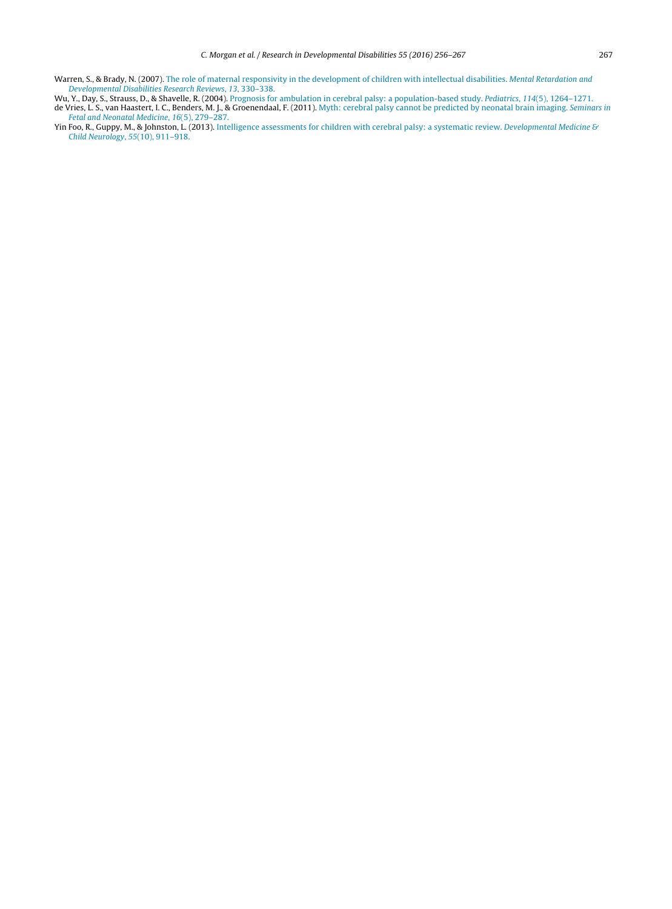Warren, S., & Brady, N. (2007). The role of maternal responsivity in the development of children with intellectual disabilities. *Mental Retardation and Developmental Disabilities Research Reviews*, *13*, 330–338.

Wu, Y., Day, S., Strauss, D., & Shavelle, R. (2004). Prognosis for ambulation in cerebral palsy: a population-based study. *Pediatrics*, *114*(5), 1264–1271.

de Vries, L. S., van Haastert, I. C., Benders, M. J., & Groenendaal, F. (2011). Myth: cerebral palsy cannot be predicted by neonatal brain imaging. *Seminars in Fetal and Neonatal Medicine*, *16*(5), 279–287.

Yin Foo, R., Guppy, M., & Johnston, L. (2013). Intelligence assessments for children with cerebral palsy: a systematic review. *Developmental Medicine & Child Neurology*, *55*(10), 911–918.